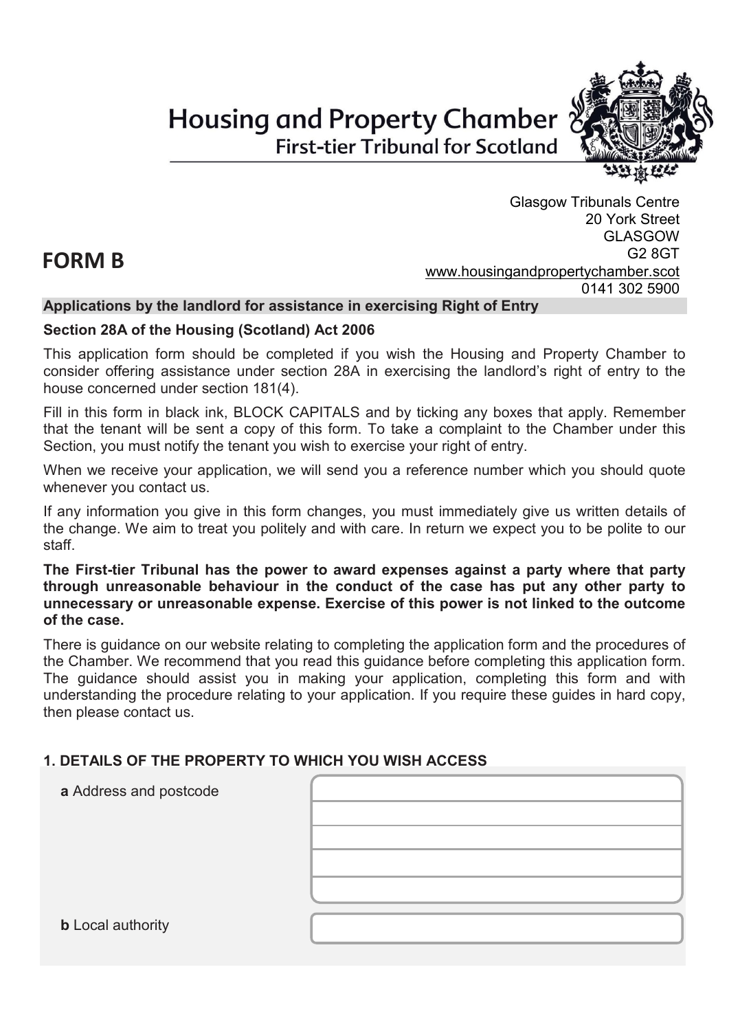# Housing and Property Chamber

## First-tier Tribunal for Scotland

Glasgow Tribunals Centre
20 York Street
GLASGOW
G2 8GT
www.housingandpropertychamber.scot
0141 302 5900

# FORM B

**Applications by the landlord for assistance in exercising Right of Entry**

**Section 28A of the Housing (Scotland) Act 2006**

This application form should be completed if you wish the Housing and Property Chamber to consider offering assistance under section 28A in exercising the landlord's right of entry to the house concerned under section 181(4).

Fill in this form in black ink, BLOCK CAPITALS and by ticking any boxes that apply. Remember that the tenant will be sent a copy of this form. To take a complaint to the Chamber under this Section, you must notify the tenant you wish to exercise your right of entry.

When we receive your application, we will send you a reference number which you should quote whenever you contact us.

If any information you give in this form changes, you must immediately give us written details of the change. We aim to treat you politely and with care. In return we expect you to be polite to our staff.

**The First-tier Tribunal has the power to award expenses against a party where that party through unreasonable behaviour in the conduct of the case has put any other party to unnecessary or unreasonable expense. Exercise of this power is not linked to the outcome of the case.**

There is guidance on our website relating to completing the application form and the procedures of the Chamber. We recommend that you read this guidance before completing this application form. The guidance should assist you in making your application, completing this form and with understanding the procedure relating to your application. If you require these guides in hard copy, then please contact us.

### 1. DETAILS OF THE PROPERTY TO WHICH YOU WISH ACCESS

**a** Address and postcode

**b** Local authority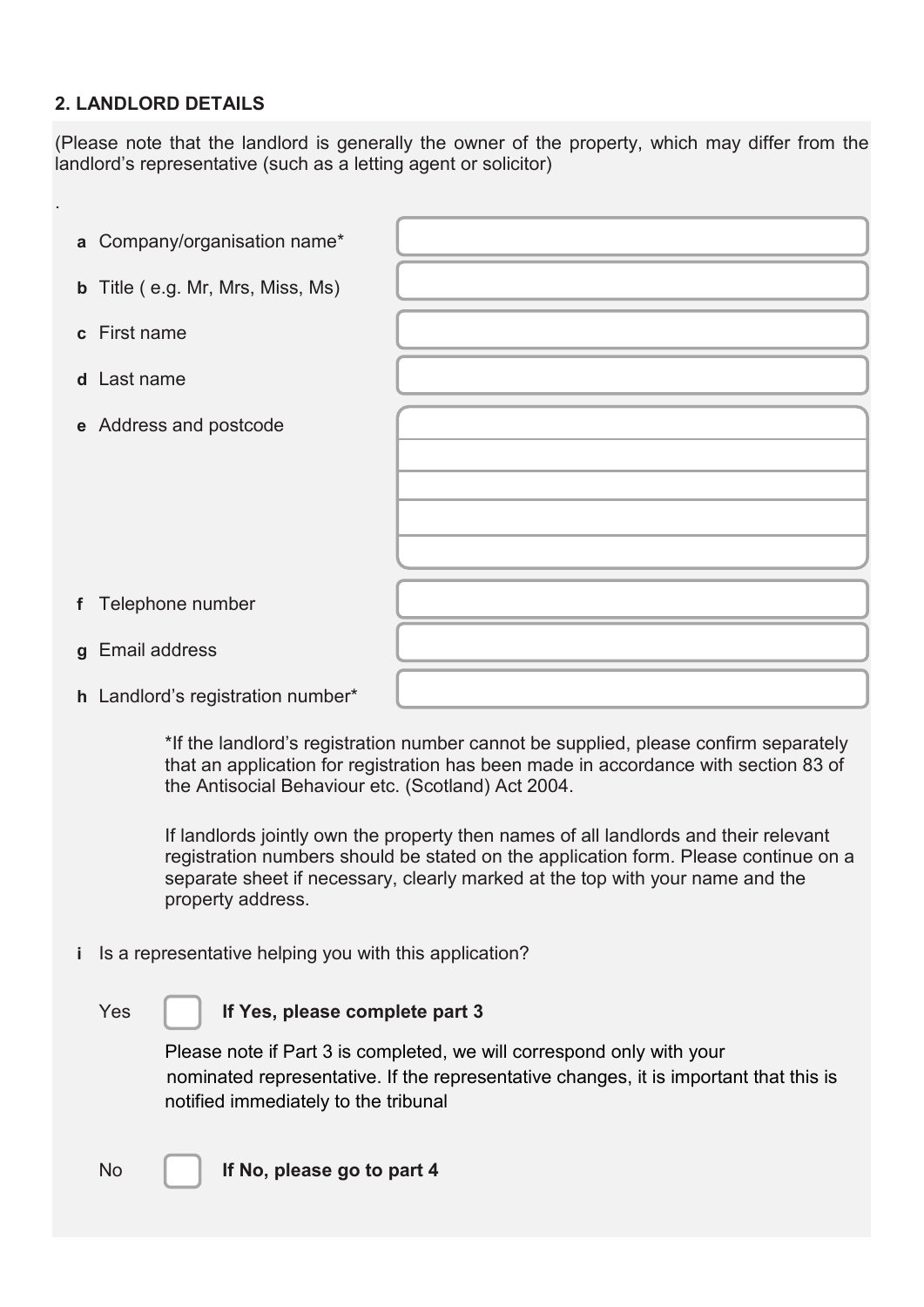## 2. LANDLORD DETAILS

(Please note that the landlord is generally the owner of the property, which may differ from the landlord's representative (such as a letting agent or solicitor)

.

| | |
|---|---|
| **a** Company/organisation name* | |
| **b** Title ( e.g. Mr, Mrs, Miss, Ms) | |
| **c** First name | |
| **d** Last name | |
| **e** Address and postcode | |
| **f** Telephone number | |
| **g** Email address | |
| **h** Landlord's registration number* | |

*If the landlord's registration number cannot be supplied, please confirm separately that an application for registration has been made in accordance with section 83 of the Antisocial Behaviour etc. (Scotland) Act 2004.

If landlords jointly own the property then names of all landlords and their relevant registration numbers should be stated on the application form. Please continue on a separate sheet if necessary, clearly marked at the top with your name and the property address.

**i** Is a representative helping you with this application?

Yes ☐ **If Yes, please complete part 3**

Please note if Part 3 is completed, we will correspond only with your nominated representative. If the representative changes, it is important that this is notified immediately to the tribunal

No ☐ **If No, please go to part 4**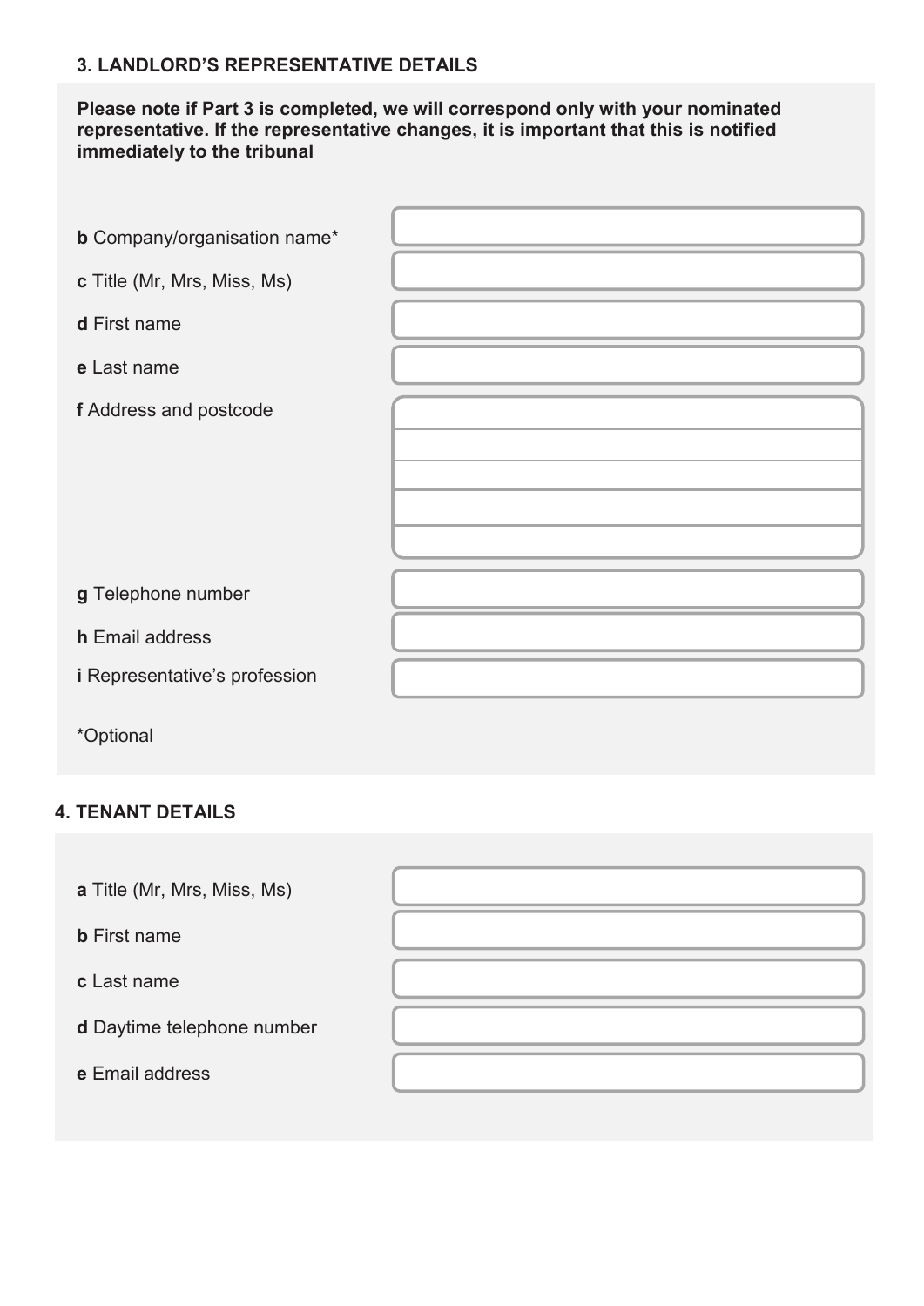### 3. LANDLORD'S REPRESENTATIVE DETAILS

**Please note if Part 3 is completed, we will correspond only with your nominated representative. If the representative changes, it is important that this is notified immediately to the tribunal**

| | |
|---|---|
| **b** Company/organisation name* | |
| **c** Title (Mr, Mrs, Miss, Ms) | |
| **d** First name | |
| **e** Last name | |
| **f** Address and postcode | |
| **g** Telephone number | |
| **h** Email address | |
| **i** Representative's profession | |

*Optional

### 4. TENANT DETAILS

| | |
|---|---|
| **a** Title (Mr, Mrs, Miss, Ms) | |
| **b** First name | |
| **c** Last name | |
| **d** Daytime telephone number | |
| **e** Email address | |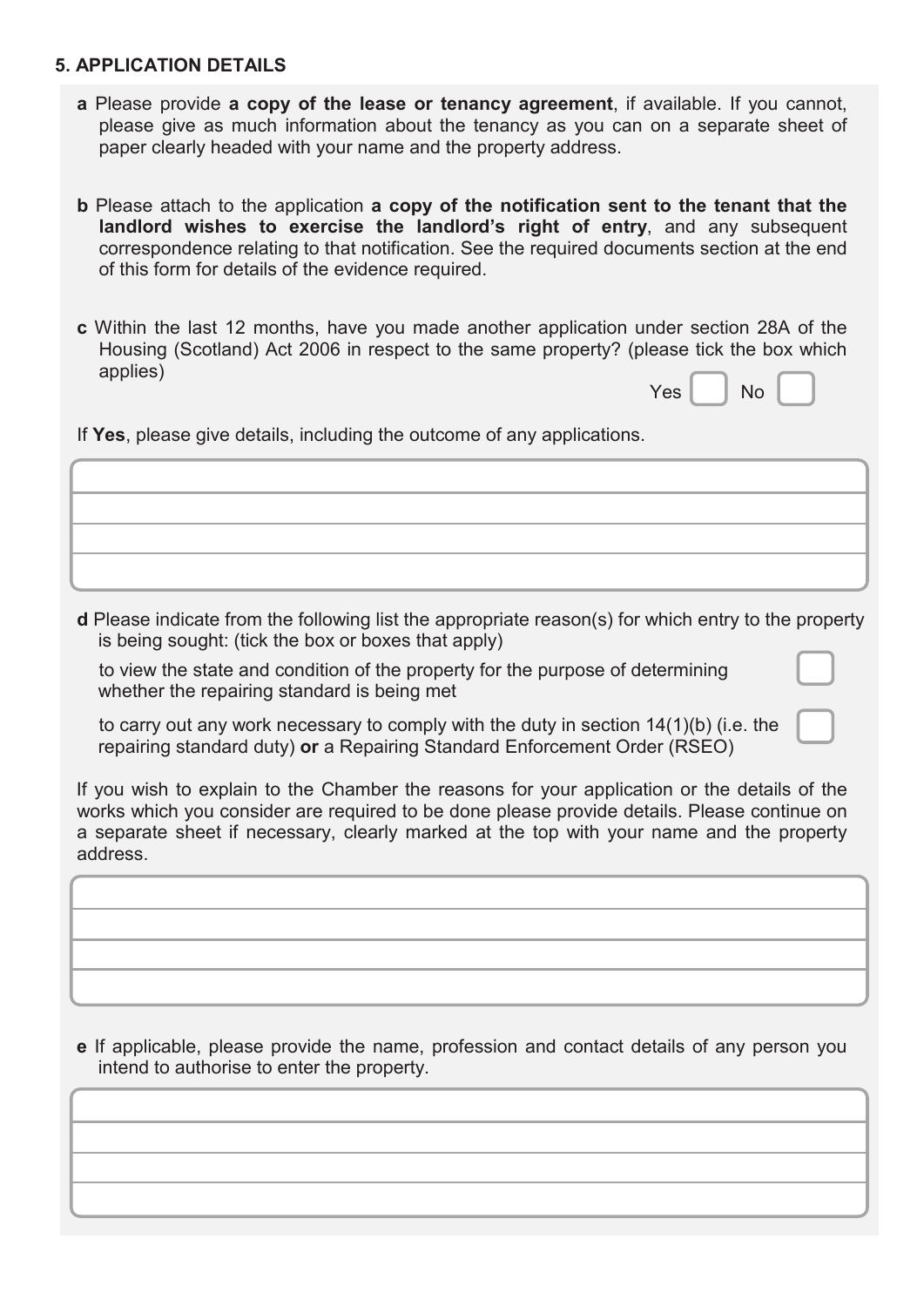## 5. APPLICATION DETAILS

**a** Please provide **a copy of the lease or tenancy agreement**, if available. If you cannot, please give as much information about the tenancy as you can on a separate sheet of paper clearly headed with your name and the property address.

**b** Please attach to the application **a copy of the notification sent to the tenant that the landlord wishes to exercise the landlord's right of entry**, and any subsequent correspondence relating to that notification. See the required documents section at the end of this form for details of the evidence required.

**c** Within the last 12 months, have you made another application under section 28A of the Housing (Scotland) Act 2006 in respect to the same property? (please tick the box which applies)

Yes ☐ No ☐

If **Yes**, please give details, including the outcome of any applications.

|   |
|---|
|   |
|   |
|   |
|   |

**d** Please indicate from the following list the appropriate reason(s) for which entry to the property is being sought: (tick the box or boxes that apply)

- to view the state and condition of the property for the purpose of determining whether the repairing standard is being met ☐
- to carry out any work necessary to comply with the duty in section 14(1)(b) (i.e. the repairing standard duty) **or** a Repairing Standard Enforcement Order (RSEO) ☐

If you wish to explain to the Chamber the reasons for your application or the details of the works which you consider are required to be done please provide details. Please continue on a separate sheet if necessary, clearly marked at the top with your name and the property address.

|   |
|---|
|   |
|   |
|   |
|   |

**e** If applicable, please provide the name, profession and contact details of any person you intend to authorise to enter the property.

|   |
|---|
|   |
|   |
|   |
|   |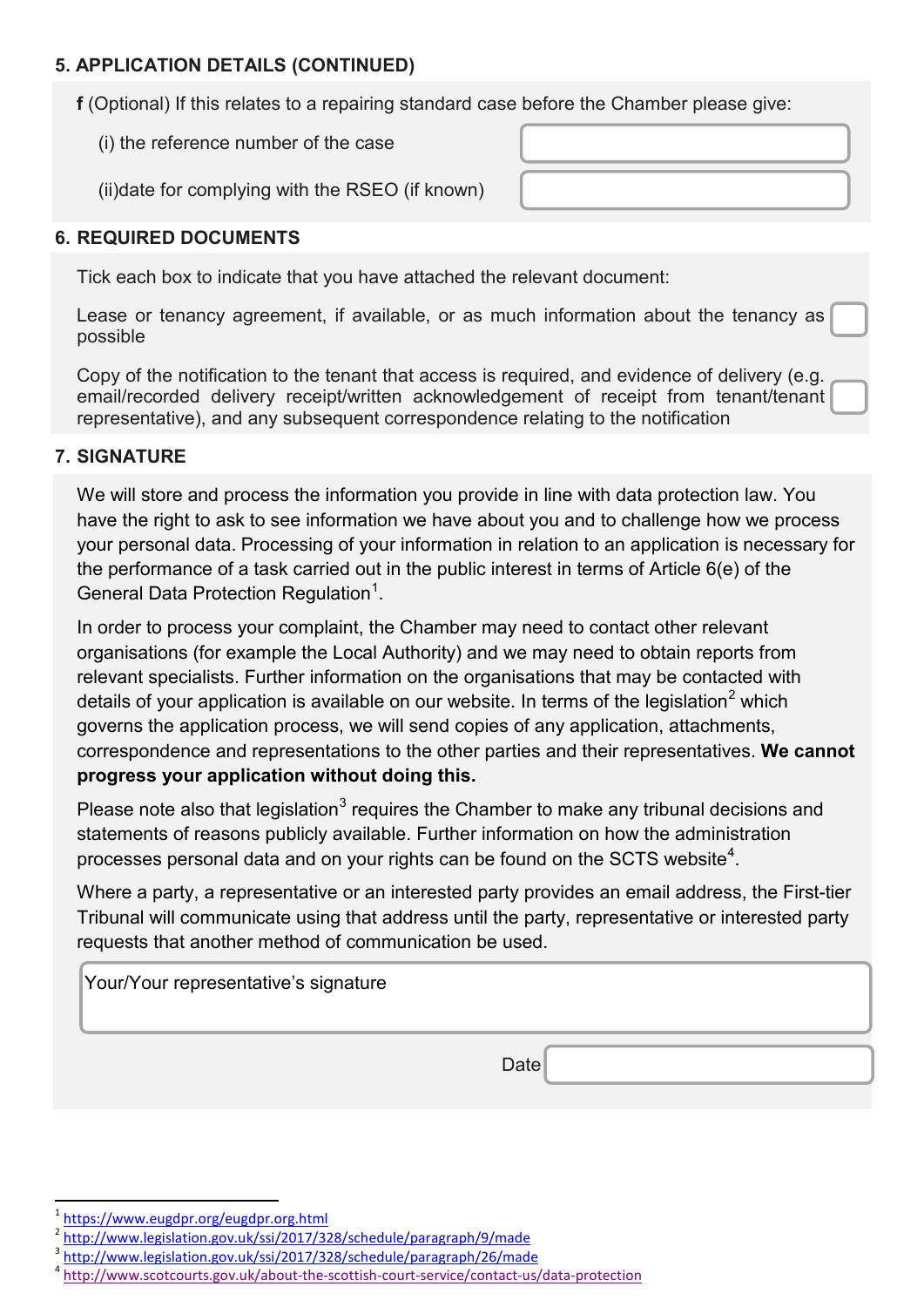## 5. APPLICATION DETAILS (CONTINUED)

**f** (Optional) If this relates to a repairing standard case before the Chamber please give:

(i) the reference number of the case

(ii)date for complying with the RSEO (if known)

## 6. REQUIRED DOCUMENTS

Tick each box to indicate that you have attached the relevant document:

- [ ] Lease or tenancy agreement, if available, or as much information about the tenancy as possible
- [ ] Copy of the notification to the tenant that access is required, and evidence of delivery (e.g. email/recorded delivery receipt/written acknowledgement of receipt from tenant/tenant representative), and any subsequent correspondence relating to the notification

## 7. SIGNATURE

We will store and process the information you provide in line with data protection law. You have the right to ask to see information we have about you and to challenge how we process your personal data. Processing of your information in relation to an application is necessary for the performance of a task carried out in the public interest in terms of Article 6(e) of the General Data Protection Regulation[1].

In order to process your complaint, the Chamber may need to contact other relevant organisations (for example the Local Authority) and we may need to obtain reports from relevant specialists. Further information on the organisations that may be contacted with details of your application is available on our website. In terms of the legislation[2] which governs the application process, we will send copies of any application, attachments, correspondence and representations to the other parties and their representatives. **We cannot progress your application without doing this.**

Please note also that legislation[3] requires the Chamber to make any tribunal decisions and statements of reasons publicly available. Further information on how the administration processes personal data and on your rights can be found on the SCTS website[4].

Where a party, a representative or an interested party provides an email address, the First-tier Tribunal will communicate using that address until the party, representative or interested party requests that another method of communication be used.

Your/Your representative's signature

Date

---

[1] https://www.eugdpr.org/eugdpr.org.html

[2] http://www.legislation.gov.uk/ssi/2017/328/schedule/paragraph/9/made

[3] http://www.legislation.gov.uk/ssi/2017/328/schedule/paragraph/26/made

[4] http://www.scotcourts.gov.uk/about-the-scottish-court-service/contact-us/data-protection